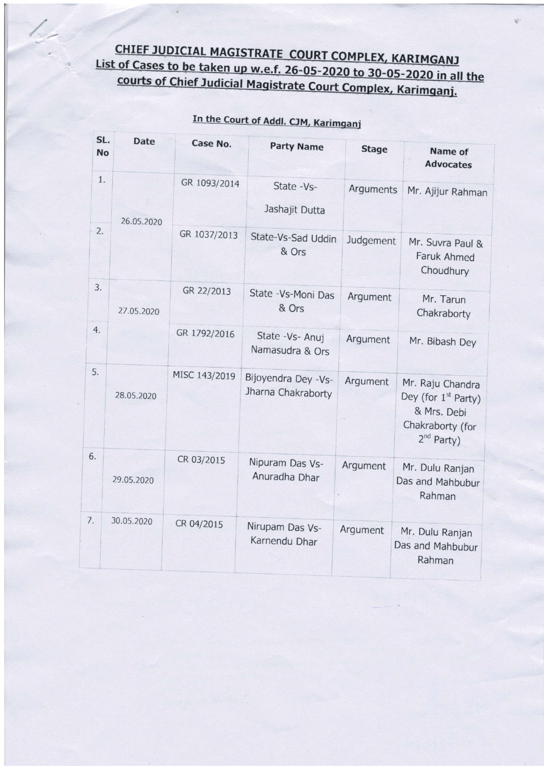# CHIEF JUDICIAL MAGISTRATE COURT COMPLEX, KARIMGANJ

## List of Cases to be taken up w.e.f. 26-05-2020 to 30-05-2020 in all the courts of Chief Judicial Magistrate Court Complex, Karimganj.

### In the Court of Addl. CJM, Karimganj

| SL. No | Date | Case No. | Party Name | Stage | Name of Advocates |
|---|---|---|---|---|---|
| 1. | 26.05.2020 | GR 1093/2014 | State -Vs- Jashajit Dutta | Arguments | Mr. Ajijur Rahman |
| 2. | | GR 1037/2013 | State-Vs-Sad Uddin & Ors | Judgement | Mr. Suvra Paul & Faruk Ahmed Choudhury |
| 3. | 27.05.2020 | GR 22/2013 | State -Vs-Moni Das & Ors | Argument | Mr. Tarun Chakraborty |
| 4. | | GR 1792/2016 | State -Vs- Anuj Namasudra & Ors | Argument | Mr. Bibash Dey |
| 5. | 28.05.2020 | MISC 143/2019 | Bijoyendra Dey -Vs- Jharna Chakraborty | Argument | Mr. Raju Chandra Dey (for 1st Party) & Mrs. Debi Chakraborty (for 2nd Party) |
| 6. | 29.05.2020 | CR 03/2015 | Nipuram Das Vs- Anuradha Dhar | Argument | Mr. Dulu Ranjan Das and Mahbubur Rahman |
| 7. | 30.05.2020 | CR 04/2015 | Nirupam Das Vs- Karnendu Dhar | Argument | Mr. Dulu Ranjan Das and Mahbubur Rahman |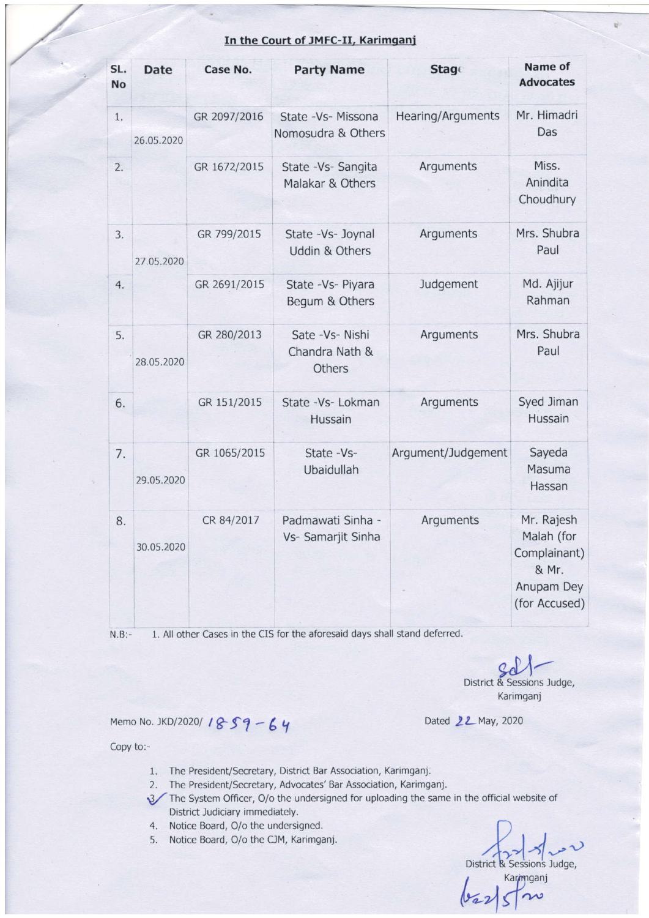## In the Court of JMFC-II, Karimganj

| SL. No | Date | Case No. | Party Name | Stage | Name of Advocates |
|---|---|---|---|---|---|
| 1. | 26.05.2020 | GR 2097/2016 | State -Vs- Missona Nomosudra & Others | Hearing/Arguments | Mr. Himadri Das |
| 2. | | GR 1672/2015 | State -Vs- Sangita Malakar & Others | Arguments | Miss. Anindita Choudhury |
| 3. | 27.05.2020 | GR 799/2015 | State -Vs- Joynal Uddin & Others | Arguments | Mrs. Shubra Paul |
| 4. | | GR 2691/2015 | State -Vs- Piyara Begum & Others | Judgement | Md. Ajijur Rahman |
| 5. | 28.05.2020 | GR 280/2013 | Sate -Vs- Nishi Chandra Nath & Others | Arguments | Mrs. Shubra Paul |
| 6. | | GR 151/2015 | State -Vs- Lokman Hussain | Arguments | Syed Jiman Hussain |
| 7. | 29.05.2020 | GR 1065/2015 | State -Vs- Ubaidullah | Argument/Judgement | Sayeda Masuma Hassan |
| 8. | 30.05.2020 | CR 84/2017 | Padmawati Sinha -Vs- Samarjit Sinha | Arguments | Mr. Rajesh Malah (for Complainant) & Mr. Anupam Dey (for Accused) |

N.B:- 1. All other Cases in the CIS for the aforesaid days shall stand deferred.

Sd/-
District & Sessions Judge,
Karimganj

Memo No. JKD/2020/ 1859-64

Dated 22 May, 2020

Copy to:-

1. The President/Secretary, District Bar Association, Karimganj.
2. The President/Secretary, Advocates' Bar Association, Karimganj.
3. The System Officer, O/o the undersigned for uploading the same in the official website of District Judiciary immediately.
4. Notice Board, O/o the undersigned.
5. Notice Board, O/o the CJM, Karimganj.

District & Sessions Judge,
Karimganj